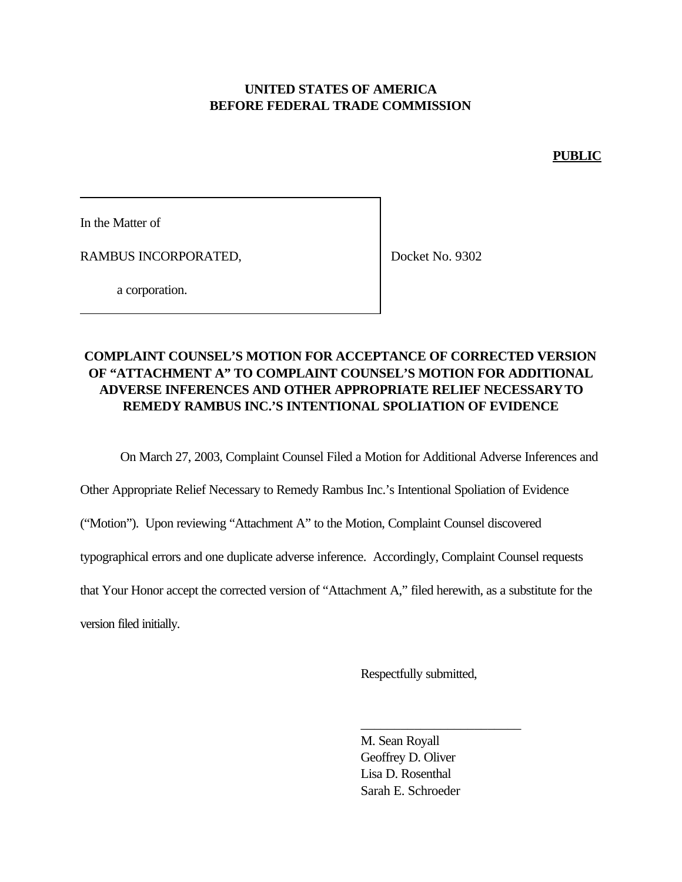**UNITED STATES OF AMERICA**
**BEFORE FEDERAL TRADE COMMISSION**

**PUBLIC**

In the Matter of

RAMBUS INCORPORATED,

a corporation.

Docket No. 9302

**COMPLAINT COUNSEL'S MOTION FOR ACCEPTANCE OF CORRECTED VERSION OF "ATTACHMENT A" TO COMPLAINT COUNSEL'S MOTION FOR ADDITIONAL ADVERSE INFERENCES AND OTHER APPROPRIATE RELIEF NECESSARY TO REMEDY RAMBUS INC.'S INTENTIONAL SPOLIATION OF EVIDENCE**

On March 27, 2003, Complaint Counsel Filed a Motion for Additional Adverse Inferences and Other Appropriate Relief Necessary to Remedy Rambus Inc.'s Intentional Spoliation of Evidence ("Motion"). Upon reviewing "Attachment A" to the Motion, Complaint Counsel discovered typographical errors and one duplicate adverse inference. Accordingly, Complaint Counsel requests that Your Honor accept the corrected version of "Attachment A," filed herewith, as a substitute for the version filed initially.

Respectfully submitted,

\_\_\_\_\_\_\_\_\_\_\_\_\_\_\_\_\_\_\_\_\_\_\_\_\_

M. Sean Royall
Geoffrey D. Oliver
Lisa D. Rosenthal
Sarah E. Schroeder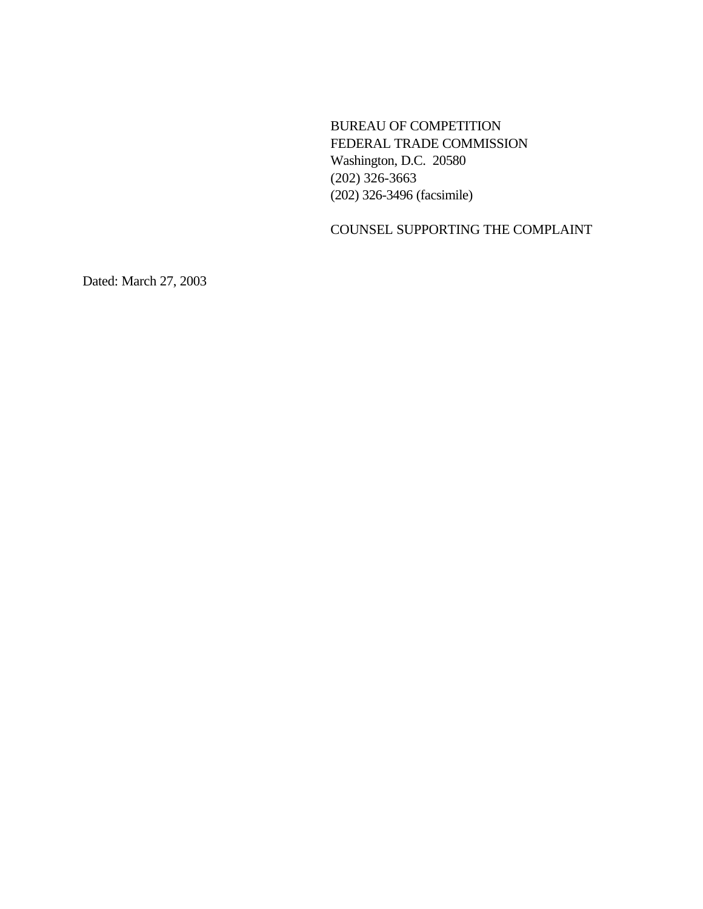BUREAU OF COMPETITION
FEDERAL TRADE COMMISSION
Washington, D.C. 20580
(202) 326-3663
(202) 326-3496 (facsimile)

COUNSEL SUPPORTING THE COMPLAINT

Dated: March 27, 2003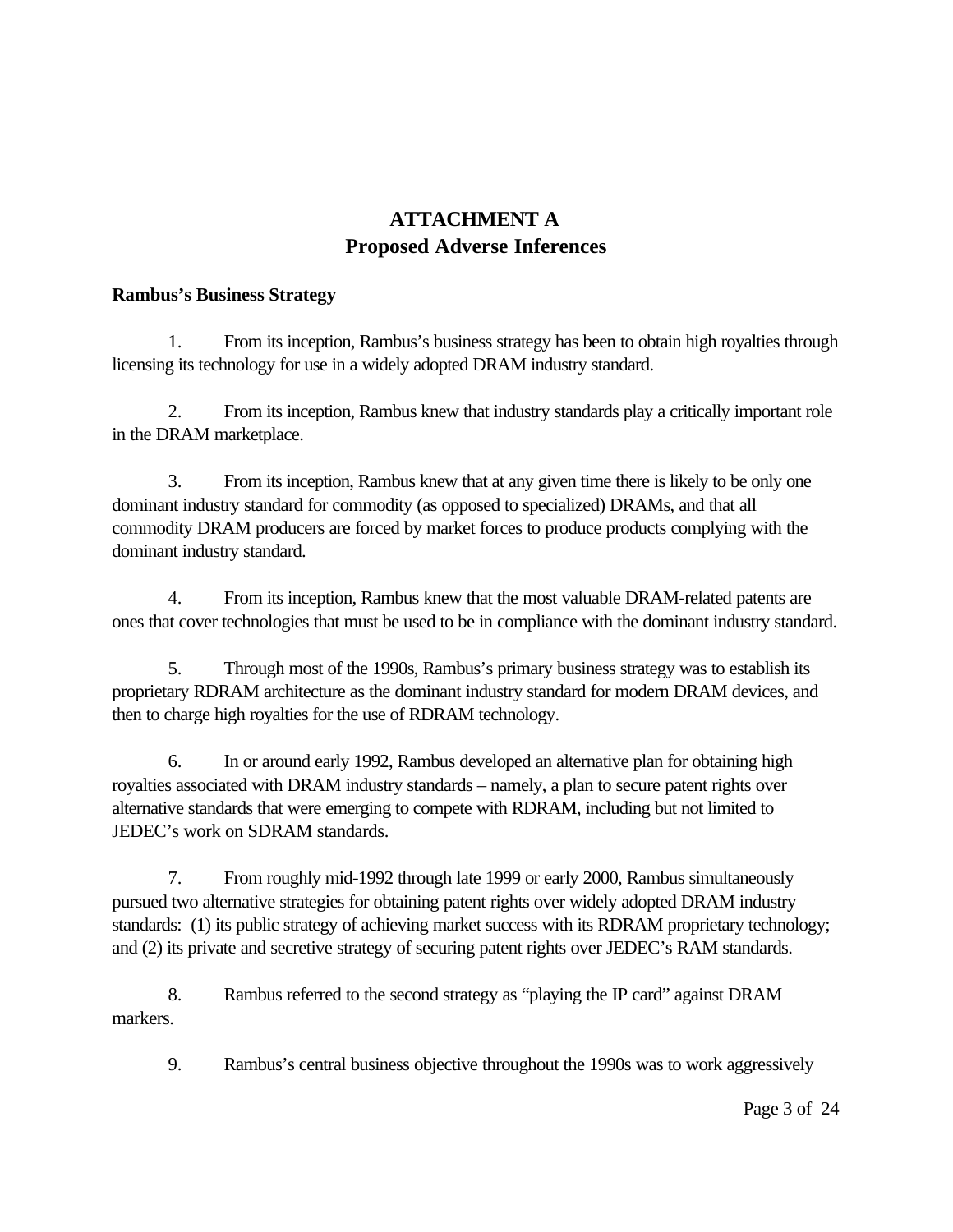# ATTACHMENT A
## Proposed Adverse Inferences

**Rambus's Business Strategy**

1. From its inception, Rambus's business strategy has been to obtain high royalties through licensing its technology for use in a widely adopted DRAM industry standard.

2. From its inception, Rambus knew that industry standards play a critically important role in the DRAM marketplace.

3. From its inception, Rambus knew that at any given time there is likely to be only one dominant industry standard for commodity (as opposed to specialized) DRAMs, and that all commodity DRAM producers are forced by market forces to produce products complying with the dominant industry standard.

4. From its inception, Rambus knew that the most valuable DRAM-related patents are ones that cover technologies that must be used to be in compliance with the dominant industry standard.

5. Through most of the 1990s, Rambus's primary business strategy was to establish its proprietary RDRAM architecture as the dominant industry standard for modern DRAM devices, and then to charge high royalties for the use of RDRAM technology.

6. In or around early 1992, Rambus developed an alternative plan for obtaining high royalties associated with DRAM industry standards – namely, a plan to secure patent rights over alternative standards that were emerging to compete with RDRAM, including but not limited to JEDEC's work on SDRAM standards.

7. From roughly mid-1992 through late 1999 or early 2000, Rambus simultaneously pursued two alternative strategies for obtaining patent rights over widely adopted DRAM industry standards: (1) its public strategy of achieving market success with its RDRAM proprietary technology; and (2) its private and secretive strategy of securing patent rights over JEDEC's RAM standards.

8. Rambus referred to the second strategy as "playing the IP card" against DRAM markers.

9. Rambus's central business objective throughout the 1990s was to work aggressively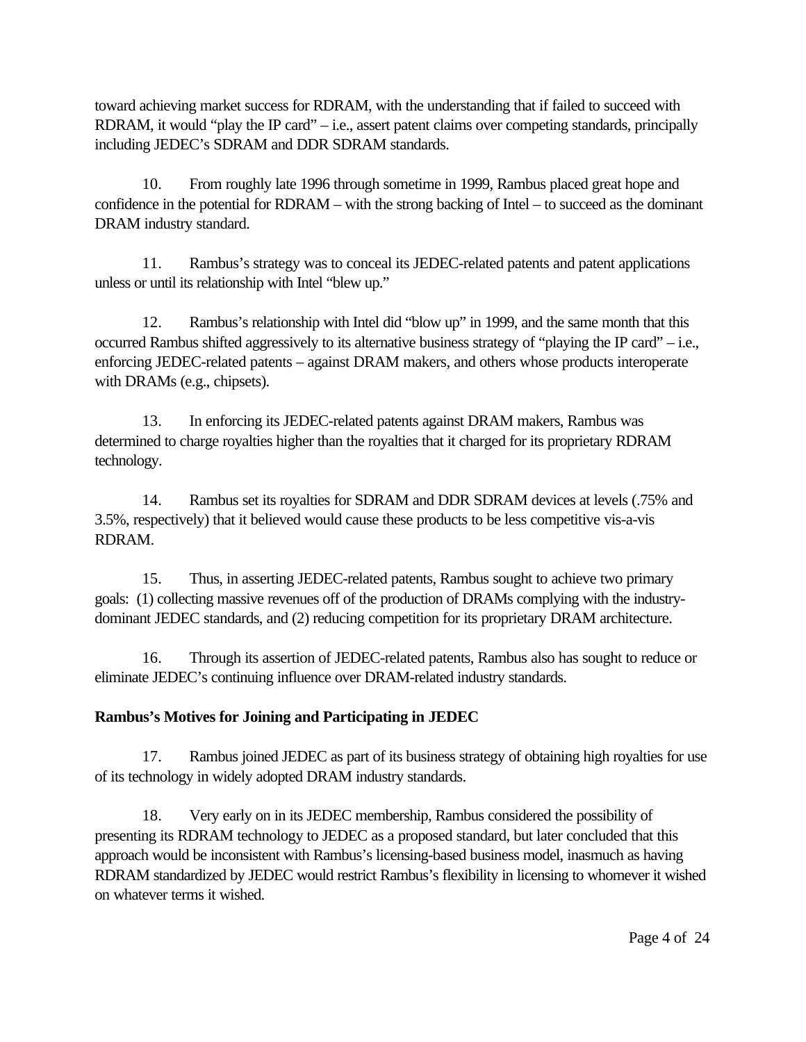toward achieving market success for RDRAM, with the understanding that if failed to succeed with RDRAM, it would "play the IP card" – i.e., assert patent claims over competing standards, principally including JEDEC's SDRAM and DDR SDRAM standards.

10. From roughly late 1996 through sometime in 1999, Rambus placed great hope and confidence in the potential for RDRAM – with the strong backing of Intel – to succeed as the dominant DRAM industry standard.

11. Rambus's strategy was to conceal its JEDEC-related patents and patent applications unless or until its relationship with Intel "blew up."

12. Rambus's relationship with Intel did "blow up" in 1999, and the same month that this occurred Rambus shifted aggressively to its alternative business strategy of "playing the IP card" – i.e., enforcing JEDEC-related patents – against DRAM makers, and others whose products interoperate with DRAMs (e.g., chipsets).

13. In enforcing its JEDEC-related patents against DRAM makers, Rambus was determined to charge royalties higher than the royalties that it charged for its proprietary RDRAM technology.

14. Rambus set its royalties for SDRAM and DDR SDRAM devices at levels (.75% and 3.5%, respectively) that it believed would cause these products to be less competitive vis-a-vis RDRAM.

15. Thus, in asserting JEDEC-related patents, Rambus sought to achieve two primary goals: (1) collecting massive revenues off of the production of DRAMs complying with the industry-dominant JEDEC standards, and (2) reducing competition for its proprietary DRAM architecture.

16. Through its assertion of JEDEC-related patents, Rambus also has sought to reduce or eliminate JEDEC's continuing influence over DRAM-related industry standards.

**Rambus's Motives for Joining and Participating in JEDEC**

17. Rambus joined JEDEC as part of its business strategy of obtaining high royalties for use of its technology in widely adopted DRAM industry standards.

18. Very early on in its JEDEC membership, Rambus considered the possibility of presenting its RDRAM technology to JEDEC as a proposed standard, but later concluded that this approach would be inconsistent with Rambus's licensing-based business model, inasmuch as having RDRAM standardized by JEDEC would restrict Rambus's flexibility in licensing to whomever it wished on whatever terms it wished.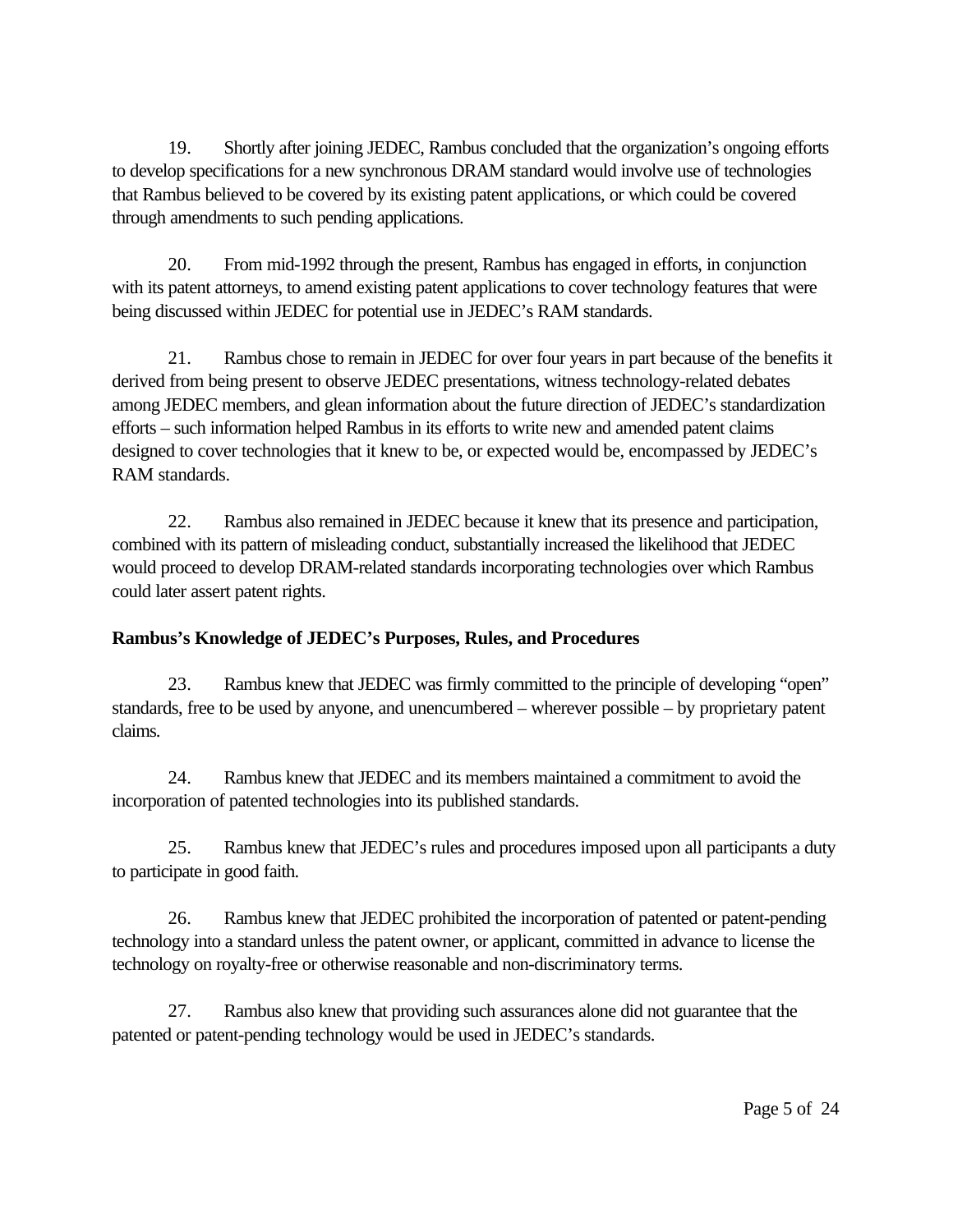19. Shortly after joining JEDEC, Rambus concluded that the organization's ongoing efforts to develop specifications for a new synchronous DRAM standard would involve use of technologies that Rambus believed to be covered by its existing patent applications, or which could be covered through amendments to such pending applications.

20. From mid-1992 through the present, Rambus has engaged in efforts, in conjunction with its patent attorneys, to amend existing patent applications to cover technology features that were being discussed within JEDEC for potential use in JEDEC's RAM standards.

21. Rambus chose to remain in JEDEC for over four years in part because of the benefits it derived from being present to observe JEDEC presentations, witness technology-related debates among JEDEC members, and glean information about the future direction of JEDEC's standardization efforts – such information helped Rambus in its efforts to write new and amended patent claims designed to cover technologies that it knew to be, or expected would be, encompassed by JEDEC's RAM standards.

22. Rambus also remained in JEDEC because it knew that its presence and participation, combined with its pattern of misleading conduct, substantially increased the likelihood that JEDEC would proceed to develop DRAM-related standards incorporating technologies over which Rambus could later assert patent rights.

**Rambus's Knowledge of JEDEC's Purposes, Rules, and Procedures**

23. Rambus knew that JEDEC was firmly committed to the principle of developing "open" standards, free to be used by anyone, and unencumbered – wherever possible – by proprietary patent claims.

24. Rambus knew that JEDEC and its members maintained a commitment to avoid the incorporation of patented technologies into its published standards.

25. Rambus knew that JEDEC's rules and procedures imposed upon all participants a duty to participate in good faith.

26. Rambus knew that JEDEC prohibited the incorporation of patented or patent-pending technology into a standard unless the patent owner, or applicant, committed in advance to license the technology on royalty-free or otherwise reasonable and non-discriminatory terms.

27. Rambus also knew that providing such assurances alone did not guarantee that the patented or patent-pending technology would be used in JEDEC's standards.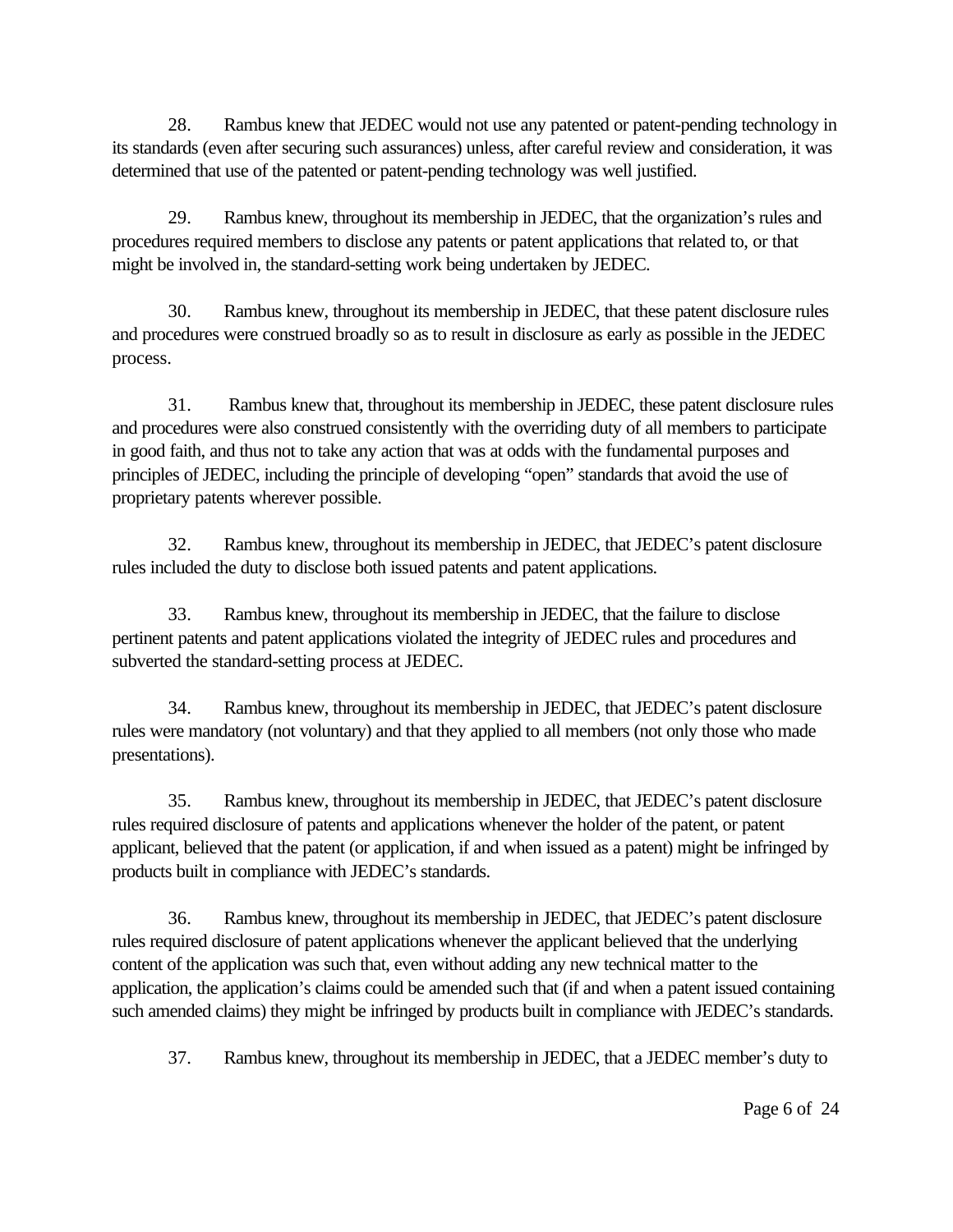28. Rambus knew that JEDEC would not use any patented or patent-pending technology in its standards (even after securing such assurances) unless, after careful review and consideration, it was determined that use of the patented or patent-pending technology was well justified.

29. Rambus knew, throughout its membership in JEDEC, that the organization's rules and procedures required members to disclose any patents or patent applications that related to, or that might be involved in, the standard-setting work being undertaken by JEDEC.

30. Rambus knew, throughout its membership in JEDEC, that these patent disclosure rules and procedures were construed broadly so as to result in disclosure as early as possible in the JEDEC process.

31. Rambus knew that, throughout its membership in JEDEC, these patent disclosure rules and procedures were also construed consistently with the overriding duty of all members to participate in good faith, and thus not to take any action that was at odds with the fundamental purposes and principles of JEDEC, including the principle of developing "open" standards that avoid the use of proprietary patents wherever possible.

32. Rambus knew, throughout its membership in JEDEC, that JEDEC's patent disclosure rules included the duty to disclose both issued patents and patent applications.

33. Rambus knew, throughout its membership in JEDEC, that the failure to disclose pertinent patents and patent applications violated the integrity of JEDEC rules and procedures and subverted the standard-setting process at JEDEC.

34. Rambus knew, throughout its membership in JEDEC, that JEDEC's patent disclosure rules were mandatory (not voluntary) and that they applied to all members (not only those who made presentations).

35. Rambus knew, throughout its membership in JEDEC, that JEDEC's patent disclosure rules required disclosure of patents and applications whenever the holder of the patent, or patent applicant, believed that the patent (or application, if and when issued as a patent) might be infringed by products built in compliance with JEDEC's standards.

36. Rambus knew, throughout its membership in JEDEC, that JEDEC's patent disclosure rules required disclosure of patent applications whenever the applicant believed that the underlying content of the application was such that, even without adding any new technical matter to the application, the application's claims could be amended such that (if and when a patent issued containing such amended claims) they might be infringed by products built in compliance with JEDEC's standards.

37. Rambus knew, throughout its membership in JEDEC, that a JEDEC member's duty to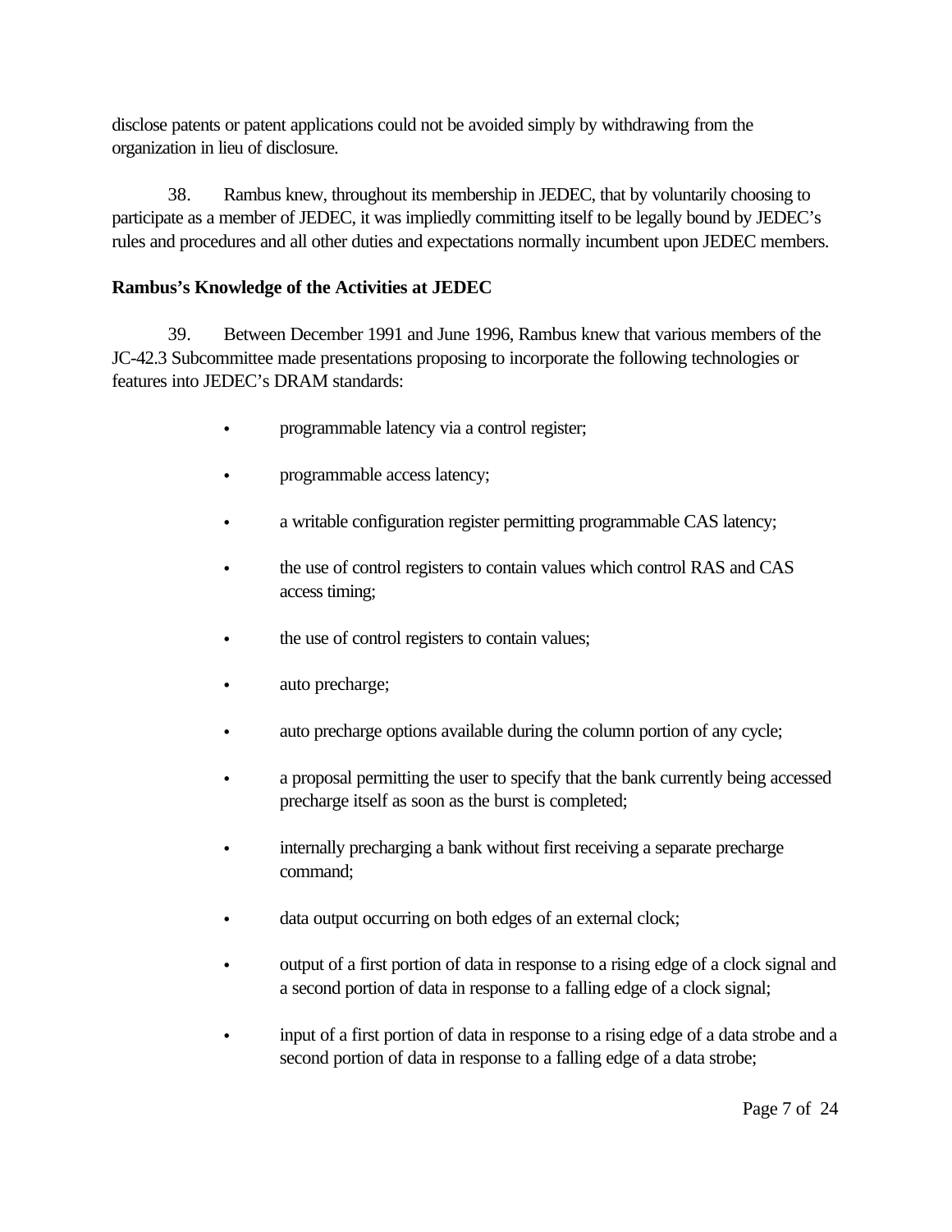disclose patents or patent applications could not be avoided simply by withdrawing from the organization in lieu of disclosure.

38. Rambus knew, throughout its membership in JEDEC, that by voluntarily choosing to participate as a member of JEDEC, it was impliedly committing itself to be legally bound by JEDEC's rules and procedures and all other duties and expectations normally incumbent upon JEDEC members.

**Rambus's Knowledge of the Activities at JEDEC**

39. Between December 1991 and June 1996, Rambus knew that various members of the JC-42.3 Subcommittee made presentations proposing to incorporate the following technologies or features into JEDEC's DRAM standards:

- programmable latency via a control register;
- programmable access latency;
- a writable configuration register permitting programmable CAS latency;
- the use of control registers to contain values which control RAS and CAS access timing;
- the use of control registers to contain values;
- auto precharge;
- auto precharge options available during the column portion of any cycle;
- a proposal permitting the user to specify that the bank currently being accessed precharge itself as soon as the burst is completed;
- internally precharging a bank without first receiving a separate precharge command;
- data output occurring on both edges of an external clock;
- output of a first portion of data in response to a rising edge of a clock signal and a second portion of data in response to a falling edge of a clock signal;
- input of a first portion of data in response to a rising edge of a data strobe and a second portion of data in response to a falling edge of a data strobe;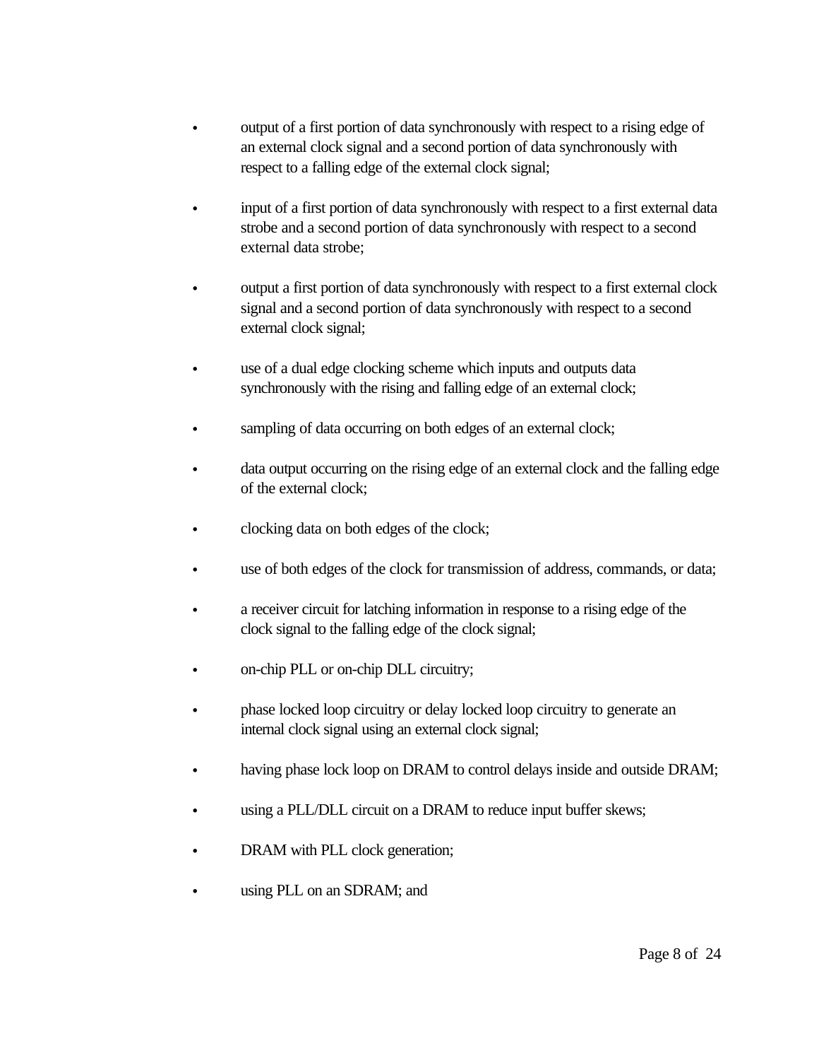- output of a first portion of data synchronously with respect to a rising edge of an external clock signal and a second portion of data synchronously with respect to a falling edge of the external clock signal;
- input of a first portion of data synchronously with respect to a first external data strobe and a second portion of data synchronously with respect to a second external data strobe;
- output a first portion of data synchronously with respect to a first external clock signal and a second portion of data synchronously with respect to a second external clock signal;
- use of a dual edge clocking scheme which inputs and outputs data synchronously with the rising and falling edge of an external clock;
- sampling of data occurring on both edges of an external clock;
- data output occurring on the rising edge of an external clock and the falling edge of the external clock;
- clocking data on both edges of the clock;
- use of both edges of the clock for transmission of address, commands, or data;
- a receiver circuit for latching information in response to a rising edge of the clock signal to the falling edge of the clock signal;
- on-chip PLL or on-chip DLL circuitry;
- phase locked loop circuitry or delay locked loop circuitry to generate an internal clock signal using an external clock signal;
- having phase lock loop on DRAM to control delays inside and outside DRAM;
- using a PLL/DLL circuit on a DRAM to reduce input buffer skews;
- DRAM with PLL clock generation;
- using PLL on an SDRAM; and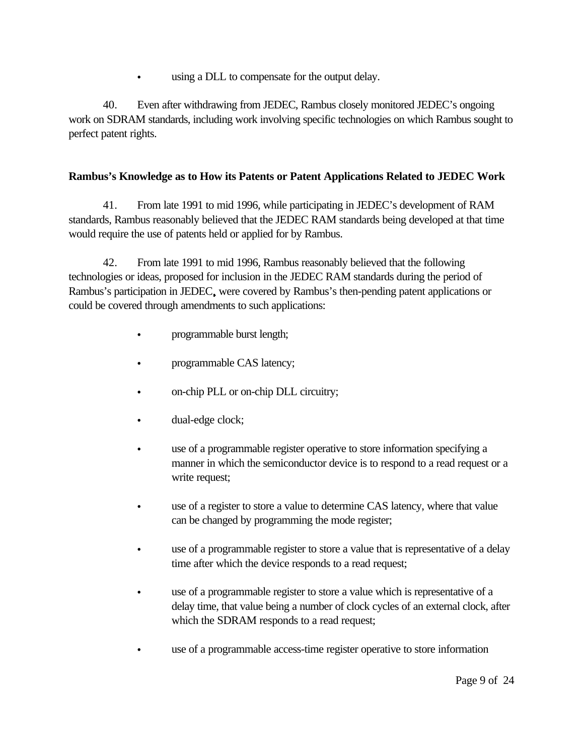- using a DLL to compensate for the output delay.

40. Even after withdrawing from JEDEC, Rambus closely monitored JEDEC's ongoing work on SDRAM standards, including work involving specific technologies on which Rambus sought to perfect patent rights.

**Rambus's Knowledge as to How its Patents or Patent Applications Related to JEDEC Work**

41. From late 1991 to mid 1996, while participating in JEDEC's development of RAM standards, Rambus reasonably believed that the JEDEC RAM standards being developed at that time would require the use of patents held or applied for by Rambus.

42. From late 1991 to mid 1996, Rambus reasonably believed that the following technologies or ideas, proposed for inclusion in the JEDEC RAM standards during the period of Rambus's participation in JEDEC, were covered by Rambus's then-pending patent applications or could be covered through amendments to such applications:

- programmable burst length;
- programmable CAS latency;
- on-chip PLL or on-chip DLL circuitry;
- dual-edge clock;
- use of a programmable register operative to store information specifying a manner in which the semiconductor device is to respond to a read request or a write request;
- use of a register to store a value to determine CAS latency, where that value can be changed by programming the mode register;
- use of a programmable register to store a value that is representative of a delay time after which the device responds to a read request;
- use of a programmable register to store a value which is representative of a delay time, that value being a number of clock cycles of an external clock, after which the SDRAM responds to a read request;
- use of a programmable access-time register operative to store information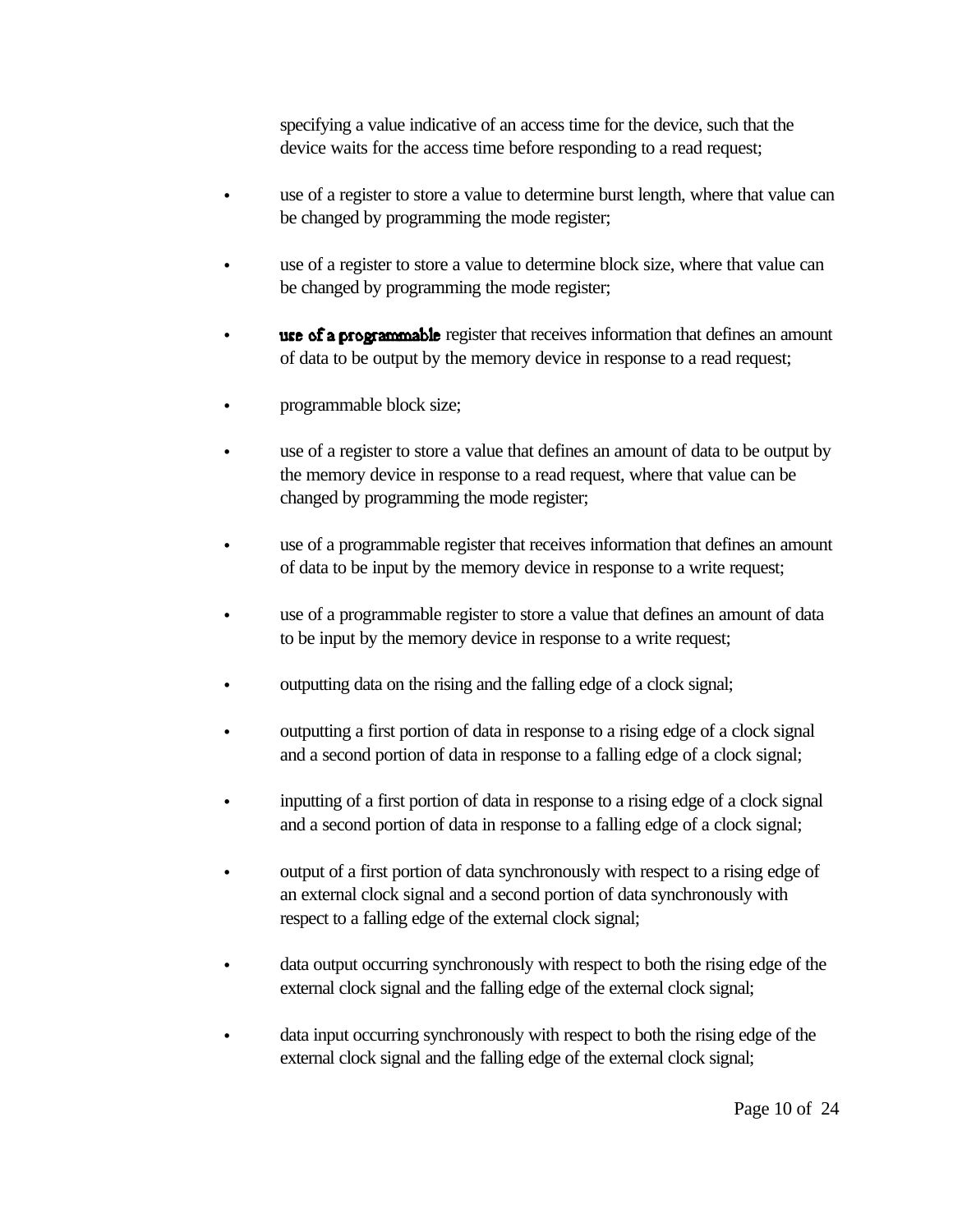specifying a value indicative of an access time for the device, such that the device waits for the access time before responding to a read request;

- use of a register to store a value to determine burst length, where that value can be changed by programming the mode register;
- use of a register to store a value to determine block size, where that value can be changed by programming the mode register;
- **use of a programmable** register that receives information that defines an amount of data to be output by the memory device in response to a read request;
- programmable block size;
- use of a register to store a value that defines an amount of data to be output by the memory device in response to a read request, where that value can be changed by programming the mode register;
- use of a programmable register that receives information that defines an amount of data to be input by the memory device in response to a write request;
- use of a programmable register to store a value that defines an amount of data to be input by the memory device in response to a write request;
- outputting data on the rising and the falling edge of a clock signal;
- outputting a first portion of data in response to a rising edge of a clock signal and a second portion of data in response to a falling edge of a clock signal;
- inputting of a first portion of data in response to a rising edge of a clock signal and a second portion of data in response to a falling edge of a clock signal;
- output of a first portion of data synchronously with respect to a rising edge of an external clock signal and a second portion of data synchronously with respect to a falling edge of the external clock signal;
- data output occurring synchronously with respect to both the rising edge of the external clock signal and the falling edge of the external clock signal;
- data input occurring synchronously with respect to both the rising edge of the external clock signal and the falling edge of the external clock signal;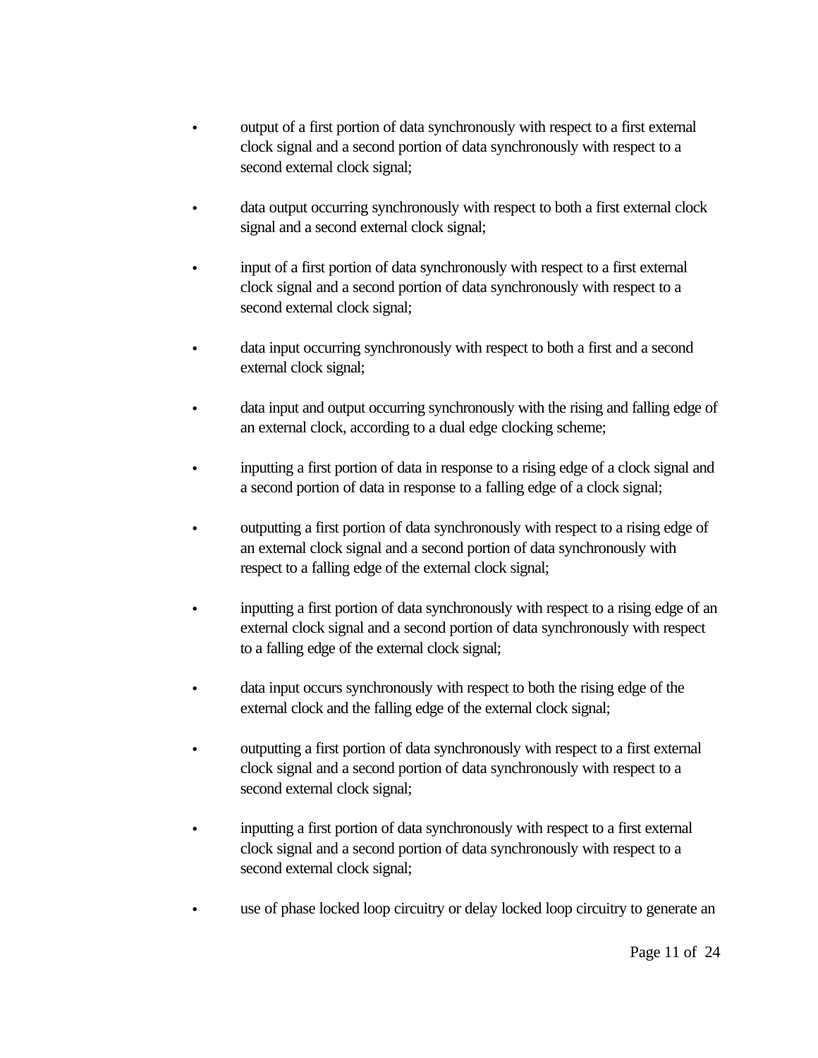- output of a first portion of data synchronously with respect to a first external clock signal and a second portion of data synchronously with respect to a second external clock signal;

- data output occurring synchronously with respect to both a first external clock signal and a second external clock signal;

- input of a first portion of data synchronously with respect to a first external clock signal and a second portion of data synchronously with respect to a second external clock signal;

- data input occurring synchronously with respect to both a first and a second external clock signal;

- data input and output occurring synchronously with the rising and falling edge of an external clock, according to a dual edge clocking scheme;

- inputting a first portion of data in response to a rising edge of a clock signal and a second portion of data in response to a falling edge of a clock signal;

- outputting a first portion of data synchronously with respect to a rising edge of an external clock signal and a second portion of data synchronously with respect to a falling edge of the external clock signal;

- inputting a first portion of data synchronously with respect to a rising edge of an external clock signal and a second portion of data synchronously with respect to a falling edge of the external clock signal;

- data input occurs synchronously with respect to both the rising edge of the external clock and the falling edge of the external clock signal;

- outputting a first portion of data synchronously with respect to a first external clock signal and a second portion of data synchronously with respect to a second external clock signal;

- inputting a first portion of data synchronously with respect to a first external clock signal and a second portion of data synchronously with respect to a second external clock signal;

- use of phase locked loop circuitry or delay locked loop circuitry to generate an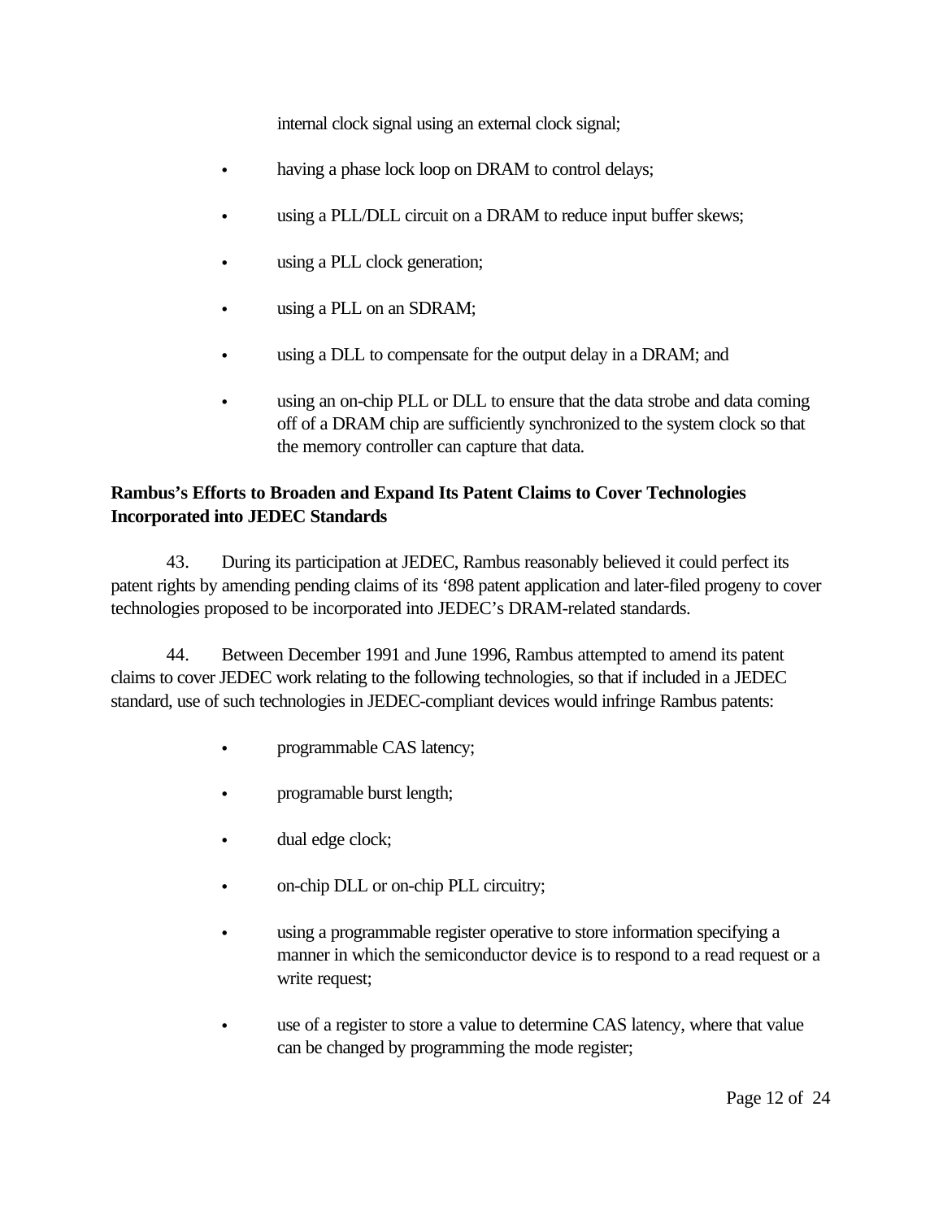internal clock signal using an external clock signal;

- having a phase lock loop on DRAM to control delays;
- using a PLL/DLL circuit on a DRAM to reduce input buffer skews;
- using a PLL clock generation;
- using a PLL on an SDRAM;
- using a DLL to compensate for the output delay in a DRAM; and
- using an on-chip PLL or DLL to ensure that the data strobe and data coming off of a DRAM chip are sufficiently synchronized to the system clock so that the memory controller can capture that data.

**Rambus's Efforts to Broaden and Expand Its Patent Claims to Cover Technologies Incorporated into JEDEC Standards**

43. During its participation at JEDEC, Rambus reasonably believed it could perfect its patent rights by amending pending claims of its '898 patent application and later-filed progeny to cover technologies proposed to be incorporated into JEDEC's DRAM-related standards.

44. Between December 1991 and June 1996, Rambus attempted to amend its patent claims to cover JEDEC work relating to the following technologies, so that if included in a JEDEC standard, use of such technologies in JEDEC-compliant devices would infringe Rambus patents:

- programmable CAS latency;
- programable burst length;
- dual edge clock;
- on-chip DLL or on-chip PLL circuitry;
- using a programmable register operative to store information specifying a manner in which the semiconductor device is to respond to a read request or a write request;
- use of a register to store a value to determine CAS latency, where that value can be changed by programming the mode register;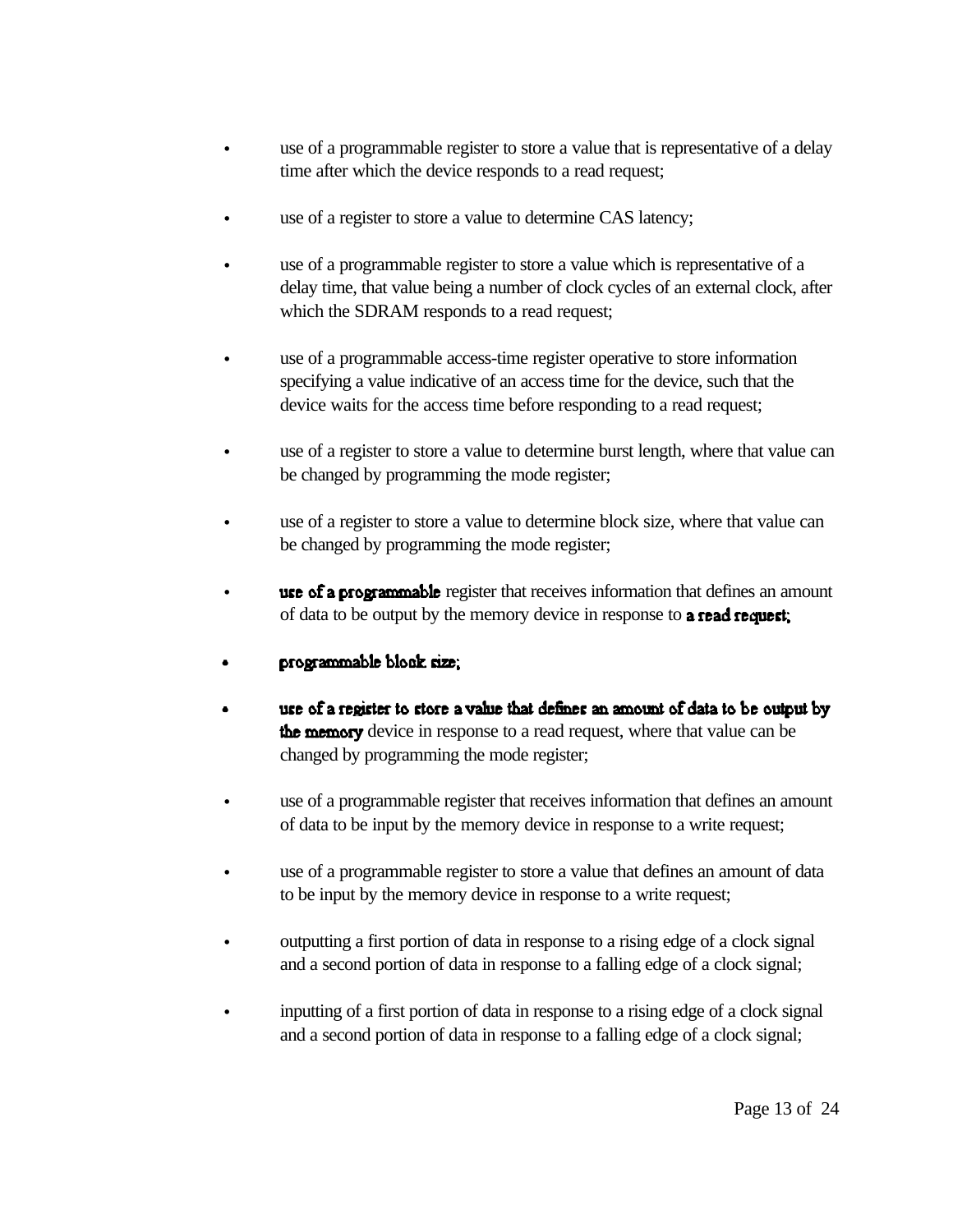- use of a programmable register to store a value that is representative of a delay time after which the device responds to a read request;

- use of a register to store a value to determine CAS latency;

- use of a programmable register to store a value which is representative of a delay time, that value being a number of clock cycles of an external clock, after which the SDRAM responds to a read request;

- use of a programmable access-time register operative to store information specifying a value indicative of an access time for the device, such that the device waits for the access time before responding to a read request;

- use of a register to store a value to determine burst length, where that value can be changed by programming the mode register;

- use of a register to store a value to determine block size, where that value can be changed by programming the mode register;

- **use of a programmable** register that receives information that defines an amount of data to be output by the memory device in response to **a read request;**

- **programmable block size;**

- **use of a register to store a value that defines an amount of data to be output by the memory** device in response to a read request, where that value can be changed by programming the mode register;

- use of a programmable register that receives information that defines an amount of data to be input by the memory device in response to a write request;

- use of a programmable register to store a value that defines an amount of data to be input by the memory device in response to a write request;

- outputting a first portion of data in response to a rising edge of a clock signal and a second portion of data in response to a falling edge of a clock signal;

- inputting of a first portion of data in response to a rising edge of a clock signal and a second portion of data in response to a falling edge of a clock signal;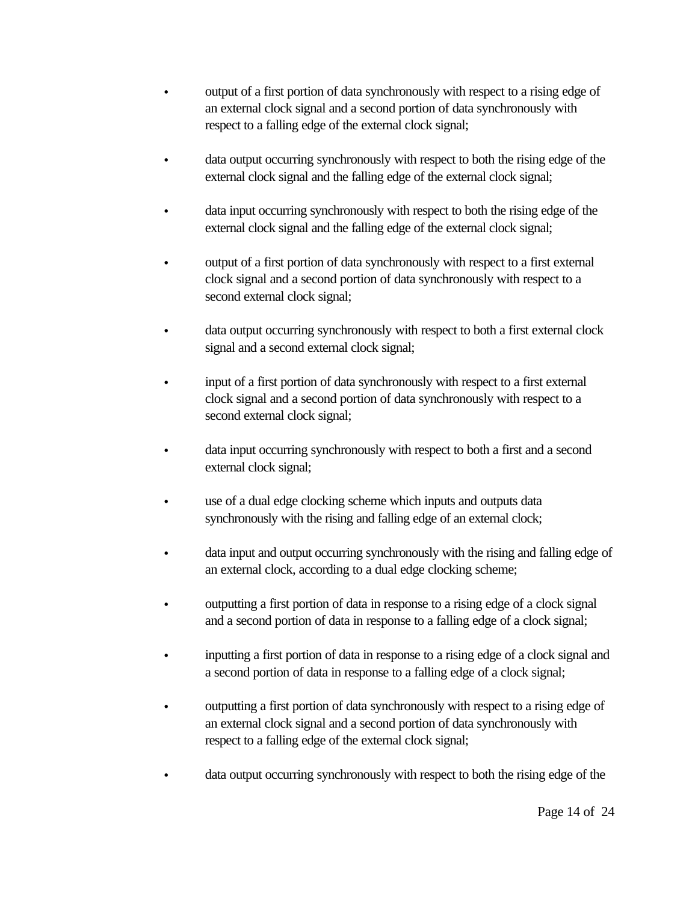- output of a first portion of data synchronously with respect to a rising edge of an external clock signal and a second portion of data synchronously with respect to a falling edge of the external clock signal;

- data output occurring synchronously with respect to both the rising edge of the external clock signal and the falling edge of the external clock signal;

- data input occurring synchronously with respect to both the rising edge of the external clock signal and the falling edge of the external clock signal;

- output of a first portion of data synchronously with respect to a first external clock signal and a second portion of data synchronously with respect to a second external clock signal;

- data output occurring synchronously with respect to both a first external clock signal and a second external clock signal;

- input of a first portion of data synchronously with respect to a first external clock signal and a second portion of data synchronously with respect to a second external clock signal;

- data input occurring synchronously with respect to both a first and a second external clock signal;

- use of a dual edge clocking scheme which inputs and outputs data synchronously with the rising and falling edge of an external clock;

- data input and output occurring synchronously with the rising and falling edge of an external clock, according to a dual edge clocking scheme;

- outputting a first portion of data in response to a rising edge of a clock signal and a second portion of data in response to a falling edge of a clock signal;

- inputting a first portion of data in response to a rising edge of a clock signal and a second portion of data in response to a falling edge of a clock signal;

- outputting a first portion of data synchronously with respect to a rising edge of an external clock signal and a second portion of data synchronously with respect to a falling edge of the external clock signal;

- data output occurring synchronously with respect to both the rising edge of the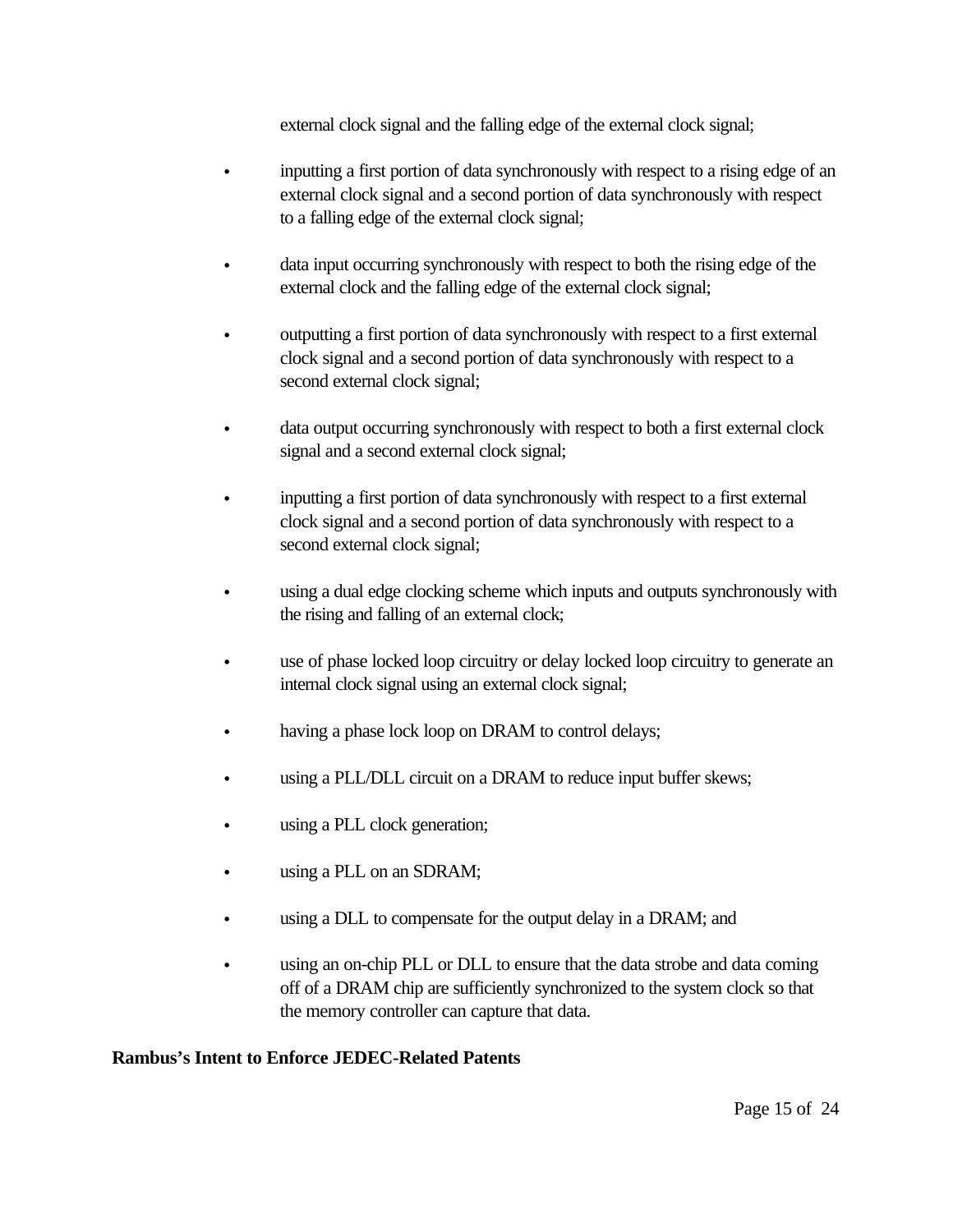external clock signal and the falling edge of the external clock signal;

- inputting a first portion of data synchronously with respect to a rising edge of an external clock signal and a second portion of data synchronously with respect to a falling edge of the external clock signal;

- data input occurring synchronously with respect to both the rising edge of the external clock and the falling edge of the external clock signal;

- outputting a first portion of data synchronously with respect to a first external clock signal and a second portion of data synchronously with respect to a second external clock signal;

- data output occurring synchronously with respect to both a first external clock signal and a second external clock signal;

- inputting a first portion of data synchronously with respect to a first external clock signal and a second portion of data synchronously with respect to a second external clock signal;

- using a dual edge clocking scheme which inputs and outputs synchronously with the rising and falling of an external clock;

- use of phase locked loop circuitry or delay locked loop circuitry to generate an internal clock signal using an external clock signal;

- having a phase lock loop on DRAM to control delays;

- using a PLL/DLL circuit on a DRAM to reduce input buffer skews;

- using a PLL clock generation;

- using a PLL on an SDRAM;

- using a DLL to compensate for the output delay in a DRAM; and

- using an on-chip PLL or DLL to ensure that the data strobe and data coming off of a DRAM chip are sufficiently synchronized to the system clock so that the memory controller can capture that data.

**Rambus's Intent to Enforce JEDEC-Related Patents**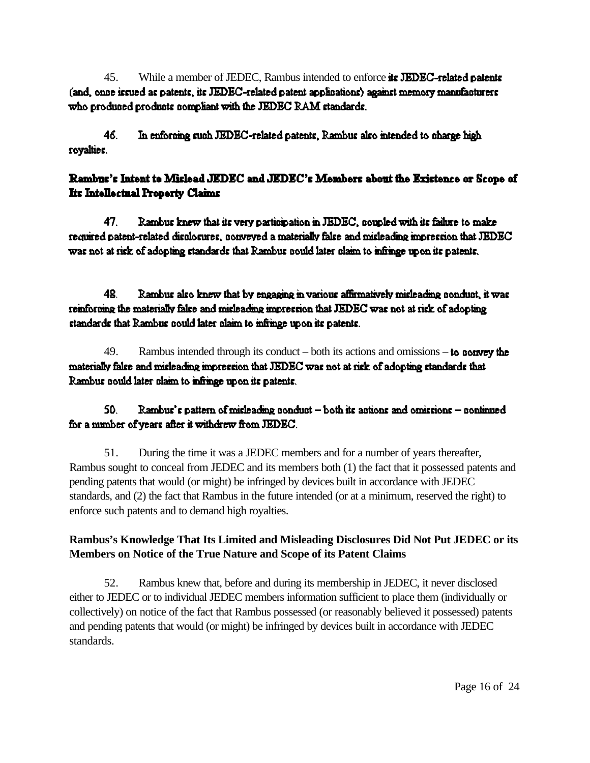45. While a member of JEDEC, Rambus intended to enforce its JEDEC-related patents (and, once issued as patents, its JEDEC-related patent applications) against memory manufacturers who produced products compliant with the JEDEC RAM standards.

46. In enforcing such JEDEC-related patents, Rambus also intended to charge high royalties.

**Rambus's Intent to Mislead JEDEC and JEDEC's Members about the Existence or Scope of Its Intellectual Property Claims**

47. Rambus knew that its very participation in JEDEC, coupled with its failure to make required patent-related disclosures, conveyed a materially false and misleading impression that JEDEC was not at risk of adopting standards that Rambus could later claim to infringe upon its patents.

48. Rambus also knew that by engaging in various affirmatively misleading conduct, it was reinforcing the materially false and misleading impression that JEDEC was not at risk of adopting standards that Rambus could later claim to infringe upon its patents.

49. Rambus intended through its conduct – both its actions and omissions – to convey the materially false and misleading impression that JEDEC was not at risk of adopting standards that Rambus could later claim to infringe upon its patents.

50. Rambus's pattern of misleading conduct – both its actions and omissions – continued for a number of years after it withdrew from JEDEC.

51. During the time it was a JEDEC members and for a number of years thereafter, Rambus sought to conceal from JEDEC and its members both (1) the fact that it possessed patents and pending patents that would (or might) be infringed by devices built in accordance with JEDEC standards, and (2) the fact that Rambus in the future intended (or at a minimum, reserved the right) to enforce such patents and to demand high royalties.

**Rambus's Knowledge That Its Limited and Misleading Disclosures Did Not Put JEDEC or its Members on Notice of the True Nature and Scope of its Patent Claims**

52. Rambus knew that, before and during its membership in JEDEC, it never disclosed either to JEDEC or to individual JEDEC members information sufficient to place them (individually or collectively) on notice of the fact that Rambus possessed (or reasonably believed it possessed) patents and pending patents that would (or might) be infringed by devices built in accordance with JEDEC standards.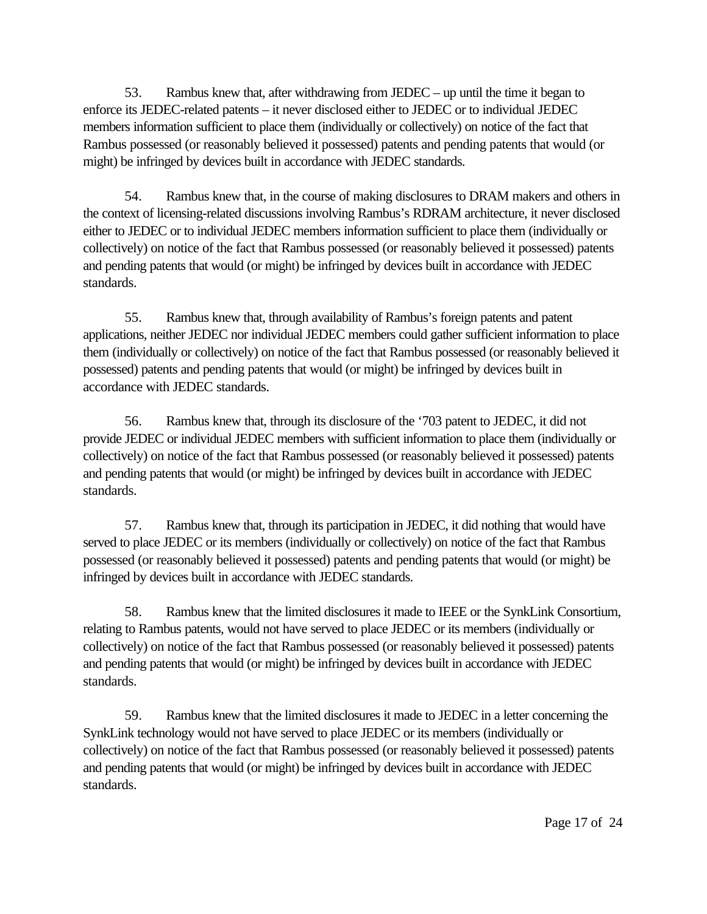53. Rambus knew that, after withdrawing from JEDEC – up until the time it began to enforce its JEDEC-related patents – it never disclosed either to JEDEC or to individual JEDEC members information sufficient to place them (individually or collectively) on notice of the fact that Rambus possessed (or reasonably believed it possessed) patents and pending patents that would (or might) be infringed by devices built in accordance with JEDEC standards.

54. Rambus knew that, in the course of making disclosures to DRAM makers and others in the context of licensing-related discussions involving Rambus's RDRAM architecture, it never disclosed either to JEDEC or to individual JEDEC members information sufficient to place them (individually or collectively) on notice of the fact that Rambus possessed (or reasonably believed it possessed) patents and pending patents that would (or might) be infringed by devices built in accordance with JEDEC standards.

55. Rambus knew that, through availability of Rambus's foreign patents and patent applications, neither JEDEC nor individual JEDEC members could gather sufficient information to place them (individually or collectively) on notice of the fact that Rambus possessed (or reasonably believed it possessed) patents and pending patents that would (or might) be infringed by devices built in accordance with JEDEC standards.

56. Rambus knew that, through its disclosure of the '703 patent to JEDEC, it did not provide JEDEC or individual JEDEC members with sufficient information to place them (individually or collectively) on notice of the fact that Rambus possessed (or reasonably believed it possessed) patents and pending patents that would (or might) be infringed by devices built in accordance with JEDEC standards.

57. Rambus knew that, through its participation in JEDEC, it did nothing that would have served to place JEDEC or its members (individually or collectively) on notice of the fact that Rambus possessed (or reasonably believed it possessed) patents and pending patents that would (or might) be infringed by devices built in accordance with JEDEC standards.

58. Rambus knew that the limited disclosures it made to IEEE or the SynkLink Consortium, relating to Rambus patents, would not have served to place JEDEC or its members (individually or collectively) on notice of the fact that Rambus possessed (or reasonably believed it possessed) patents and pending patents that would (or might) be infringed by devices built in accordance with JEDEC standards.

59. Rambus knew that the limited disclosures it made to JEDEC in a letter concerning the SynkLink technology would not have served to place JEDEC or its members (individually or collectively) on notice of the fact that Rambus possessed (or reasonably believed it possessed) patents and pending patents that would (or might) be infringed by devices built in accordance with JEDEC standards.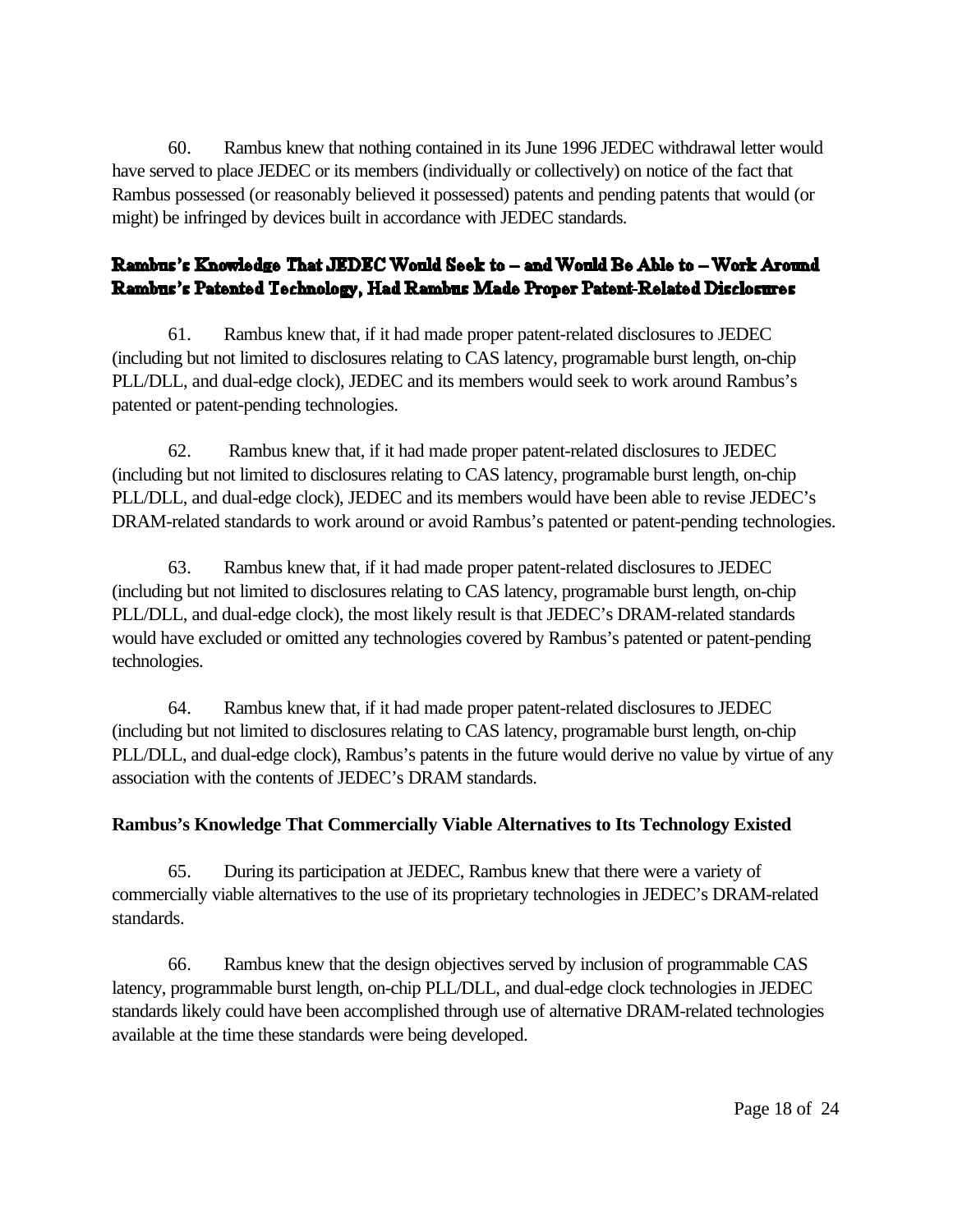60. Rambus knew that nothing contained in its June 1996 JEDEC withdrawal letter would have served to place JEDEC or its members (individually or collectively) on notice of the fact that Rambus possessed (or reasonably believed it possessed) patents and pending patents that would (or might) be infringed by devices built in accordance with JEDEC standards.

**Rambus's Knowledge That JEDEC Would Seek to – and Would Be Able to – Work Around Rambus's Patented Technology, Had Rambus Made Proper Patent-Related Disclosures**

61. Rambus knew that, if it had made proper patent-related disclosures to JEDEC (including but not limited to disclosures relating to CAS latency, programable burst length, on-chip PLL/DLL, and dual-edge clock), JEDEC and its members would seek to work around Rambus's patented or patent-pending technologies.

62. Rambus knew that, if it had made proper patent-related disclosures to JEDEC (including but not limited to disclosures relating to CAS latency, programable burst length, on-chip PLL/DLL, and dual-edge clock), JEDEC and its members would have been able to revise JEDEC's DRAM-related standards to work around or avoid Rambus's patented or patent-pending technologies.

63. Rambus knew that, if it had made proper patent-related disclosures to JEDEC (including but not limited to disclosures relating to CAS latency, programable burst length, on-chip PLL/DLL, and dual-edge clock), the most likely result is that JEDEC's DRAM-related standards would have excluded or omitted any technologies covered by Rambus's patented or patent-pending technologies.

64. Rambus knew that, if it had made proper patent-related disclosures to JEDEC (including but not limited to disclosures relating to CAS latency, programable burst length, on-chip PLL/DLL, and dual-edge clock), Rambus's patents in the future would derive no value by virtue of any association with the contents of JEDEC's DRAM standards.

**Rambus's Knowledge That Commercially Viable Alternatives to Its Technology Existed**

65. During its participation at JEDEC, Rambus knew that there were a variety of commercially viable alternatives to the use of its proprietary technologies in JEDEC's DRAM-related standards.

66. Rambus knew that the design objectives served by inclusion of programmable CAS latency, programmable burst length, on-chip PLL/DLL, and dual-edge clock technologies in JEDEC standards likely could have been accomplished through use of alternative DRAM-related technologies available at the time these standards were being developed.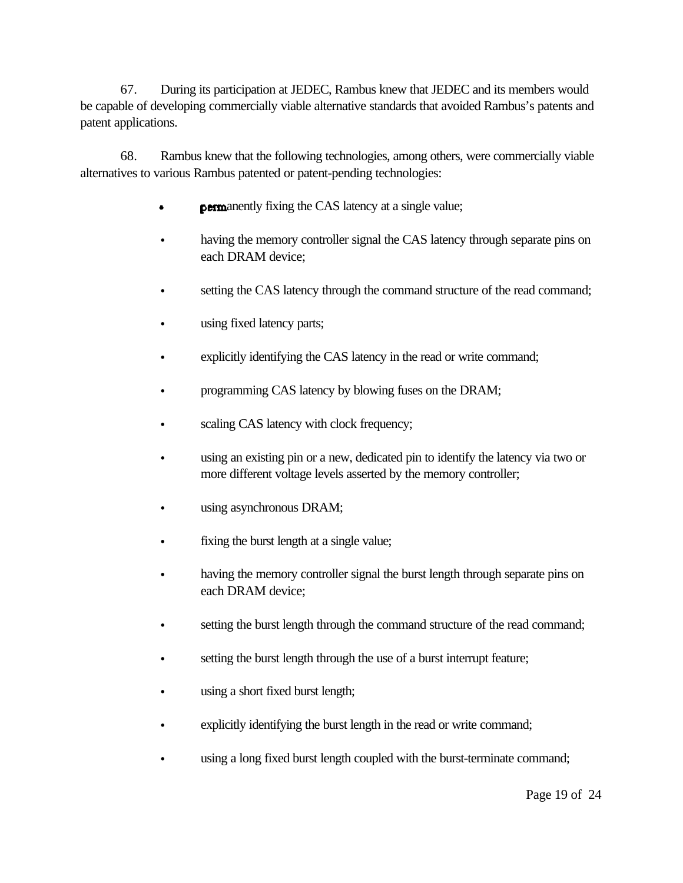67. During its participation at JEDEC, Rambus knew that JEDEC and its members would be capable of developing commercially viable alternative standards that avoided Rambus's patents and patent applications.

68. Rambus knew that the following technologies, among others, were commercially viable alternatives to various Rambus patented or patent-pending technologies:

- permanently fixing the CAS latency at a single value;
- having the memory controller signal the CAS latency through separate pins on each DRAM device;
- setting the CAS latency through the command structure of the read command;
- using fixed latency parts;
- explicitly identifying the CAS latency in the read or write command;
- programming CAS latency by blowing fuses on the DRAM;
- scaling CAS latency with clock frequency;
- using an existing pin or a new, dedicated pin to identify the latency via two or more different voltage levels asserted by the memory controller;
- using asynchronous DRAM;
- fixing the burst length at a single value;
- having the memory controller signal the burst length through separate pins on each DRAM device;
- setting the burst length through the command structure of the read command;
- setting the burst length through the use of a burst interrupt feature;
- using a short fixed burst length;
- explicitly identifying the burst length in the read or write command;
- using a long fixed burst length coupled with the burst-terminate command;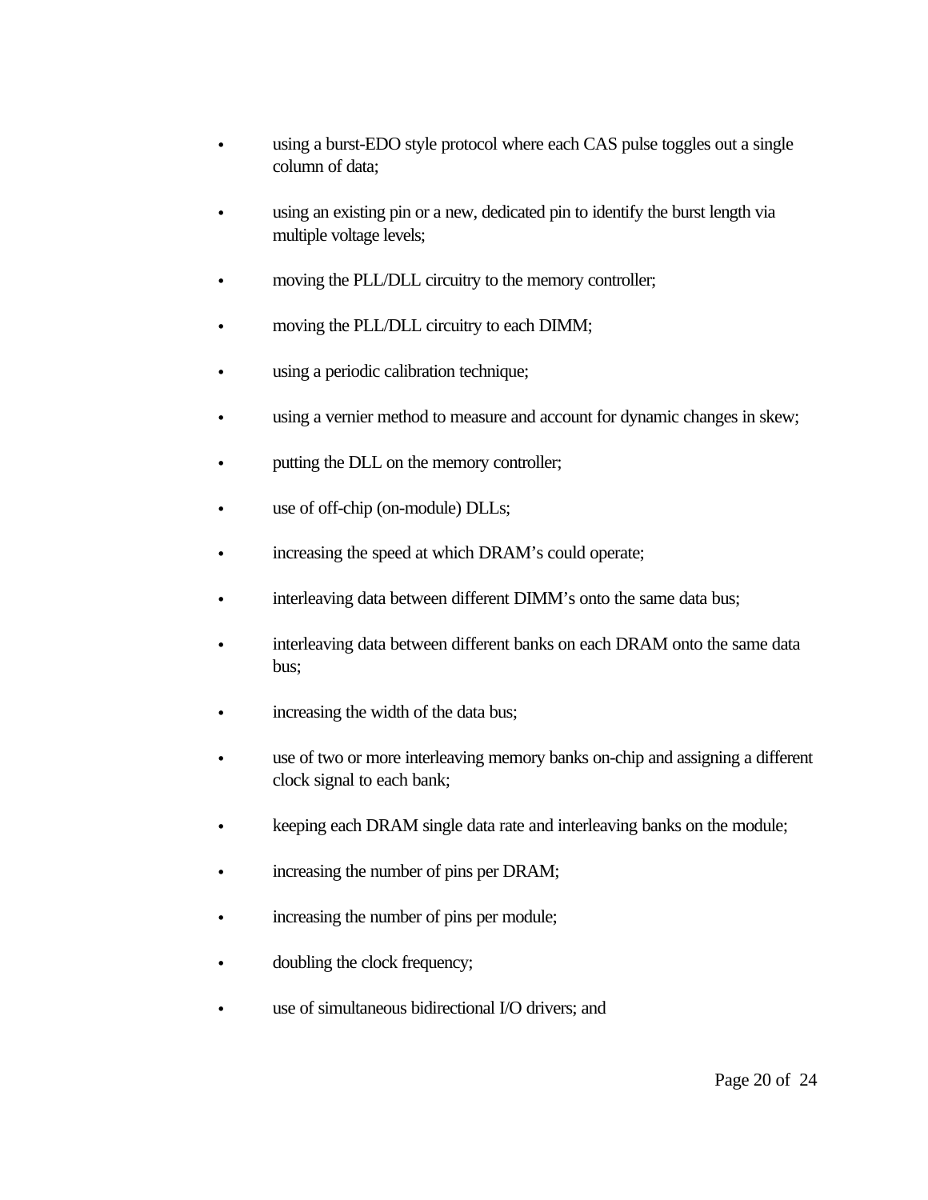- using a burst-EDO style protocol where each CAS pulse toggles out a single column of data;
- using an existing pin or a new, dedicated pin to identify the burst length via multiple voltage levels;
- moving the PLL/DLL circuitry to the memory controller;
- moving the PLL/DLL circuitry to each DIMM;
- using a periodic calibration technique;
- using a vernier method to measure and account for dynamic changes in skew;
- putting the DLL on the memory controller;
- use of off-chip (on-module) DLLs;
- increasing the speed at which DRAM's could operate;
- interleaving data between different DIMM's onto the same data bus;
- interleaving data between different banks on each DRAM onto the same data bus;
- increasing the width of the data bus;
- use of two or more interleaving memory banks on-chip and assigning a different clock signal to each bank;
- keeping each DRAM single data rate and interleaving banks on the module;
- increasing the number of pins per DRAM;
- increasing the number of pins per module;
- doubling the clock frequency;
- use of simultaneous bidirectional I/O drivers; and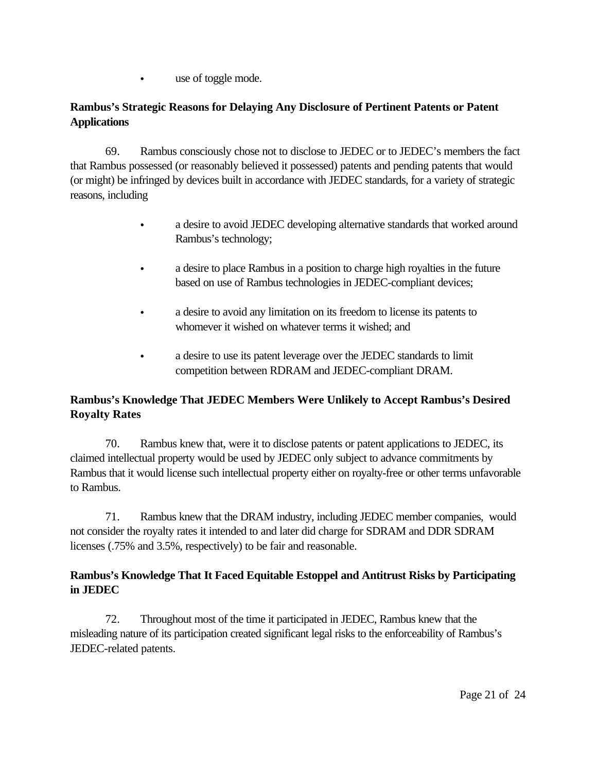- use of toggle mode.

**Rambus's Strategic Reasons for Delaying Any Disclosure of Pertinent Patents or Patent Applications**

69. Rambus consciously chose not to disclose to JEDEC or to JEDEC's members the fact that Rambus possessed (or reasonably believed it possessed) patents and pending patents that would (or might) be infringed by devices built in accordance with JEDEC standards, for a variety of strategic reasons, including

- a desire to avoid JEDEC developing alternative standards that worked around Rambus's technology;
- a desire to place Rambus in a position to charge high royalties in the future based on use of Rambus technologies in JEDEC-compliant devices;
- a desire to avoid any limitation on its freedom to license its patents to whomever it wished on whatever terms it wished; and
- a desire to use its patent leverage over the JEDEC standards to limit competition between RDRAM and JEDEC-compliant DRAM.

**Rambus's Knowledge That JEDEC Members Were Unlikely to Accept Rambus's Desired Royalty Rates**

70. Rambus knew that, were it to disclose patents or patent applications to JEDEC, its claimed intellectual property would be used by JEDEC only subject to advance commitments by Rambus that it would license such intellectual property either on royalty-free or other terms unfavorable to Rambus.

71. Rambus knew that the DRAM industry, including JEDEC member companies, would not consider the royalty rates it intended to and later did charge for SDRAM and DDR SDRAM licenses (.75% and 3.5%, respectively) to be fair and reasonable.

**Rambus's Knowledge That It Faced Equitable Estoppel and Antitrust Risks by Participating in JEDEC**

72. Throughout most of the time it participated in JEDEC, Rambus knew that the misleading nature of its participation created significant legal risks to the enforceability of Rambus's JEDEC-related patents.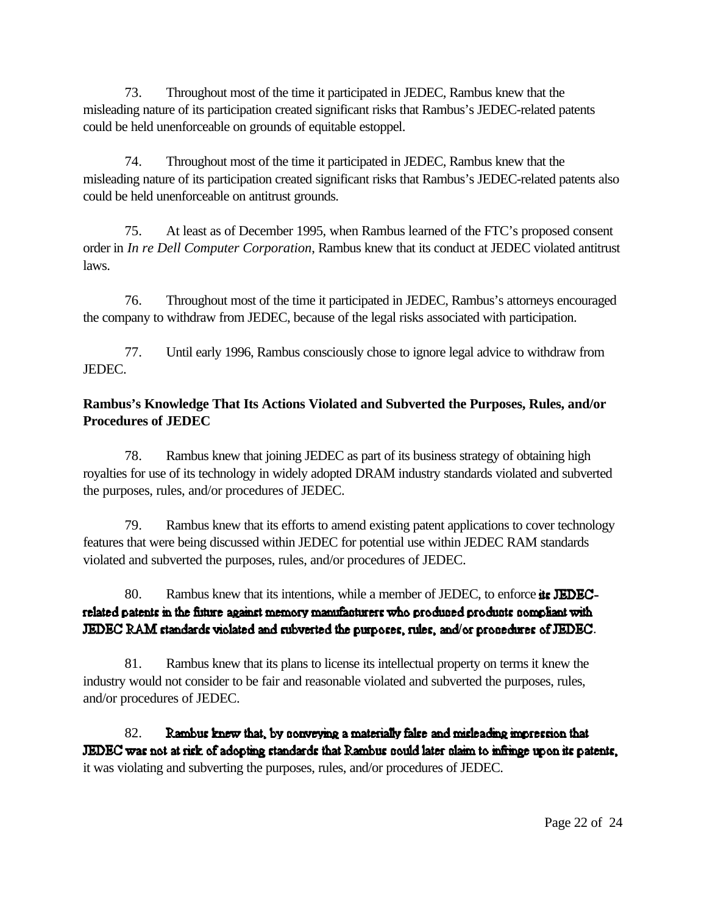73. Throughout most of the time it participated in JEDEC, Rambus knew that the misleading nature of its participation created significant risks that Rambus's JEDEC-related patents could be held unenforceable on grounds of equitable estoppel.

74. Throughout most of the time it participated in JEDEC, Rambus knew that the misleading nature of its participation created significant risks that Rambus's JEDEC-related patents also could be held unenforceable on antitrust grounds.

75. At least as of December 1995, when Rambus learned of the FTC's proposed consent order in *In re Dell Computer Corporation*, Rambus knew that its conduct at JEDEC violated antitrust laws.

76. Throughout most of the time it participated in JEDEC, Rambus's attorneys encouraged the company to withdraw from JEDEC, because of the legal risks associated with participation.

77. Until early 1996, Rambus consciously chose to ignore legal advice to withdraw from JEDEC.

**Rambus's Knowledge That Its Actions Violated and Subverted the Purposes, Rules, and/or Procedures of JEDEC**

78. Rambus knew that joining JEDEC as part of its business strategy of obtaining high royalties for use of its technology in widely adopted DRAM industry standards violated and subverted the purposes, rules, and/or procedures of JEDEC.

79. Rambus knew that its efforts to amend existing patent applications to cover technology features that were being discussed within JEDEC for potential use within JEDEC RAM standards violated and subverted the purposes, rules, and/or procedures of JEDEC.

80. Rambus knew that its intentions, while a member of JEDEC, to enforce its JEDEC-related patents in the future against memory manufacturers who produced products compliant with JEDEC RAM standards violated and subverted the purposes, rules, and/or procedures of JEDEC.

81. Rambus knew that its plans to license its intellectual property on terms it knew the industry would not consider to be fair and reasonable violated and subverted the purposes, rules, and/or procedures of JEDEC.

82. Rambus knew that, by conveying a materially false and misleading impression that JEDEC was not at risk of adopting standards that Rambus could later claim to infringe upon its patents, it was violating and subverting the purposes, rules, and/or procedures of JEDEC.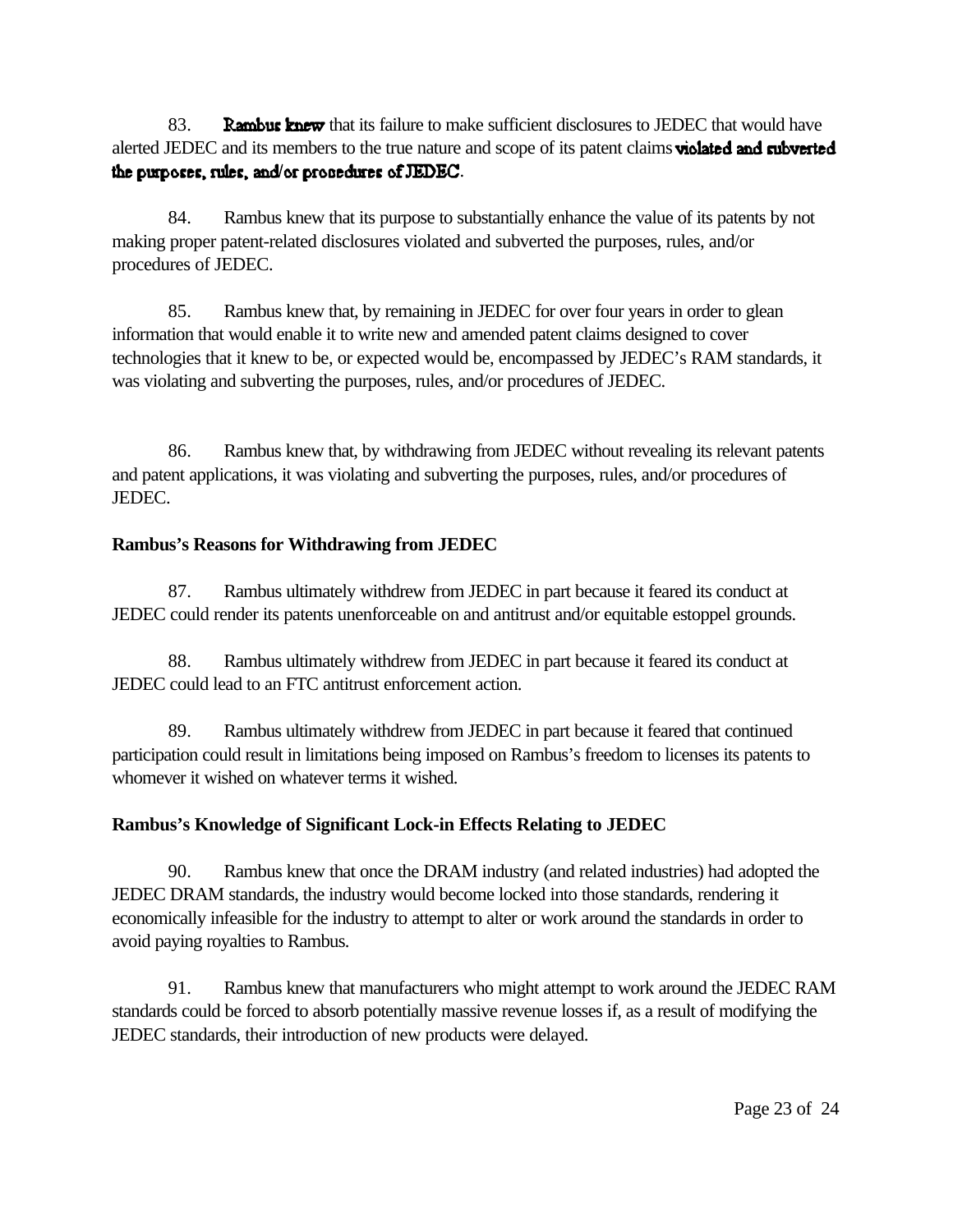83. **Rambus knew** that its failure to make sufficient disclosures to JEDEC that would have alerted JEDEC and its members to the true nature and scope of its patent claims **violated and subverted the purposes, rules, and/or procedures of JEDEC**.

84. Rambus knew that its purpose to substantially enhance the value of its patents by not making proper patent-related disclosures violated and subverted the purposes, rules, and/or procedures of JEDEC.

85. Rambus knew that, by remaining in JEDEC for over four years in order to glean information that would enable it to write new and amended patent claims designed to cover technologies that it knew to be, or expected would be, encompassed by JEDEC's RAM standards, it was violating and subverting the purposes, rules, and/or procedures of JEDEC.

86. Rambus knew that, by withdrawing from JEDEC without revealing its relevant patents and patent applications, it was violating and subverting the purposes, rules, and/or procedures of JEDEC.

**Rambus's Reasons for Withdrawing from JEDEC**

87. Rambus ultimately withdrew from JEDEC in part because it feared its conduct at JEDEC could render its patents unenforceable on and antitrust and/or equitable estoppel grounds.

88. Rambus ultimately withdrew from JEDEC in part because it feared its conduct at JEDEC could lead to an FTC antitrust enforcement action.

89. Rambus ultimately withdrew from JEDEC in part because it feared that continued participation could result in limitations being imposed on Rambus's freedom to licenses its patents to whomever it wished on whatever terms it wished.

**Rambus's Knowledge of Significant Lock-in Effects Relating to JEDEC**

90. Rambus knew that once the DRAM industry (and related industries) had adopted the JEDEC DRAM standards, the industry would become locked into those standards, rendering it economically infeasible for the industry to attempt to alter or work around the standards in order to avoid paying royalties to Rambus.

91. Rambus knew that manufacturers who might attempt to work around the JEDEC RAM standards could be forced to absorb potentially massive revenue losses if, as a result of modifying the JEDEC standards, their introduction of new products were delayed.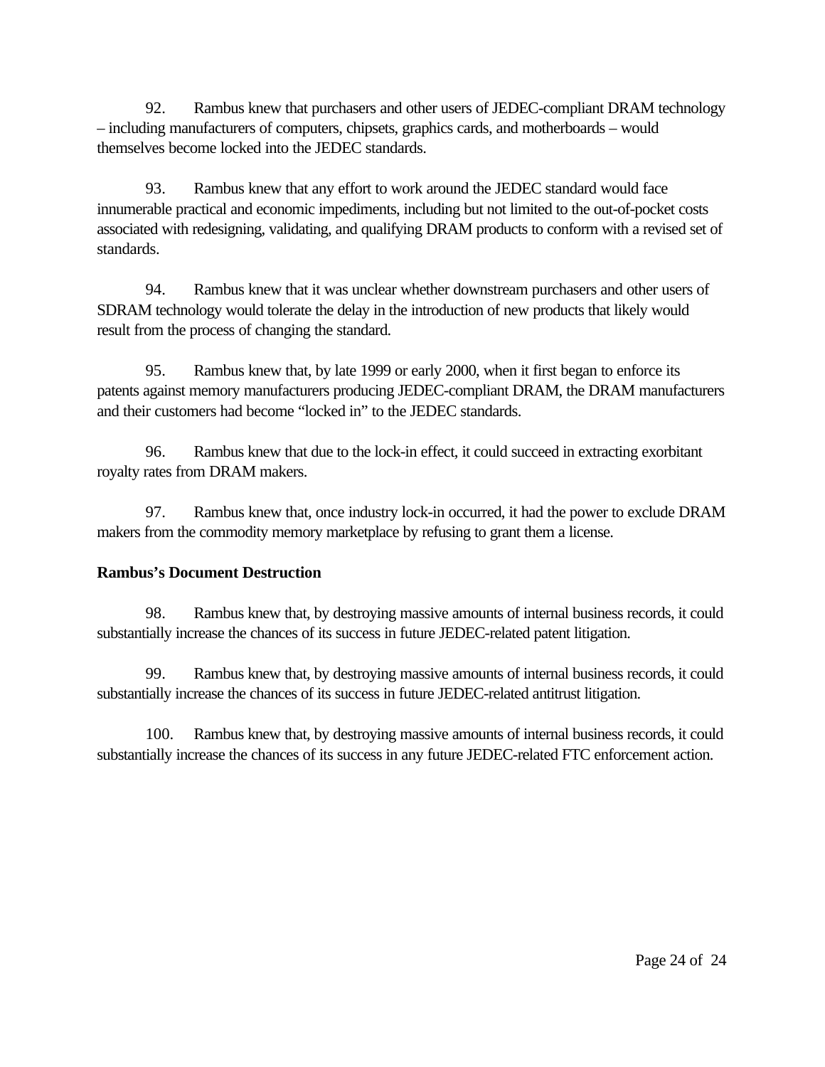92. Rambus knew that purchasers and other users of JEDEC-compliant DRAM technology – including manufacturers of computers, chipsets, graphics cards, and motherboards – would themselves become locked into the JEDEC standards.

93. Rambus knew that any effort to work around the JEDEC standard would face innumerable practical and economic impediments, including but not limited to the out-of-pocket costs associated with redesigning, validating, and qualifying DRAM products to conform with a revised set of standards.

94. Rambus knew that it was unclear whether downstream purchasers and other users of SDRAM technology would tolerate the delay in the introduction of new products that likely would result from the process of changing the standard.

95. Rambus knew that, by late 1999 or early 2000, when it first began to enforce its patents against memory manufacturers producing JEDEC-compliant DRAM, the DRAM manufacturers and their customers had become "locked in" to the JEDEC standards.

96. Rambus knew that due to the lock-in effect, it could succeed in extracting exorbitant royalty rates from DRAM makers.

97. Rambus knew that, once industry lock-in occurred, it had the power to exclude DRAM makers from the commodity memory marketplace by refusing to grant them a license.

**Rambus's Document Destruction**

98. Rambus knew that, by destroying massive amounts of internal business records, it could substantially increase the chances of its success in future JEDEC-related patent litigation.

99. Rambus knew that, by destroying massive amounts of internal business records, it could substantially increase the chances of its success in future JEDEC-related antitrust litigation.

100. Rambus knew that, by destroying massive amounts of internal business records, it could substantially increase the chances of its success in any future JEDEC-related FTC enforcement action.